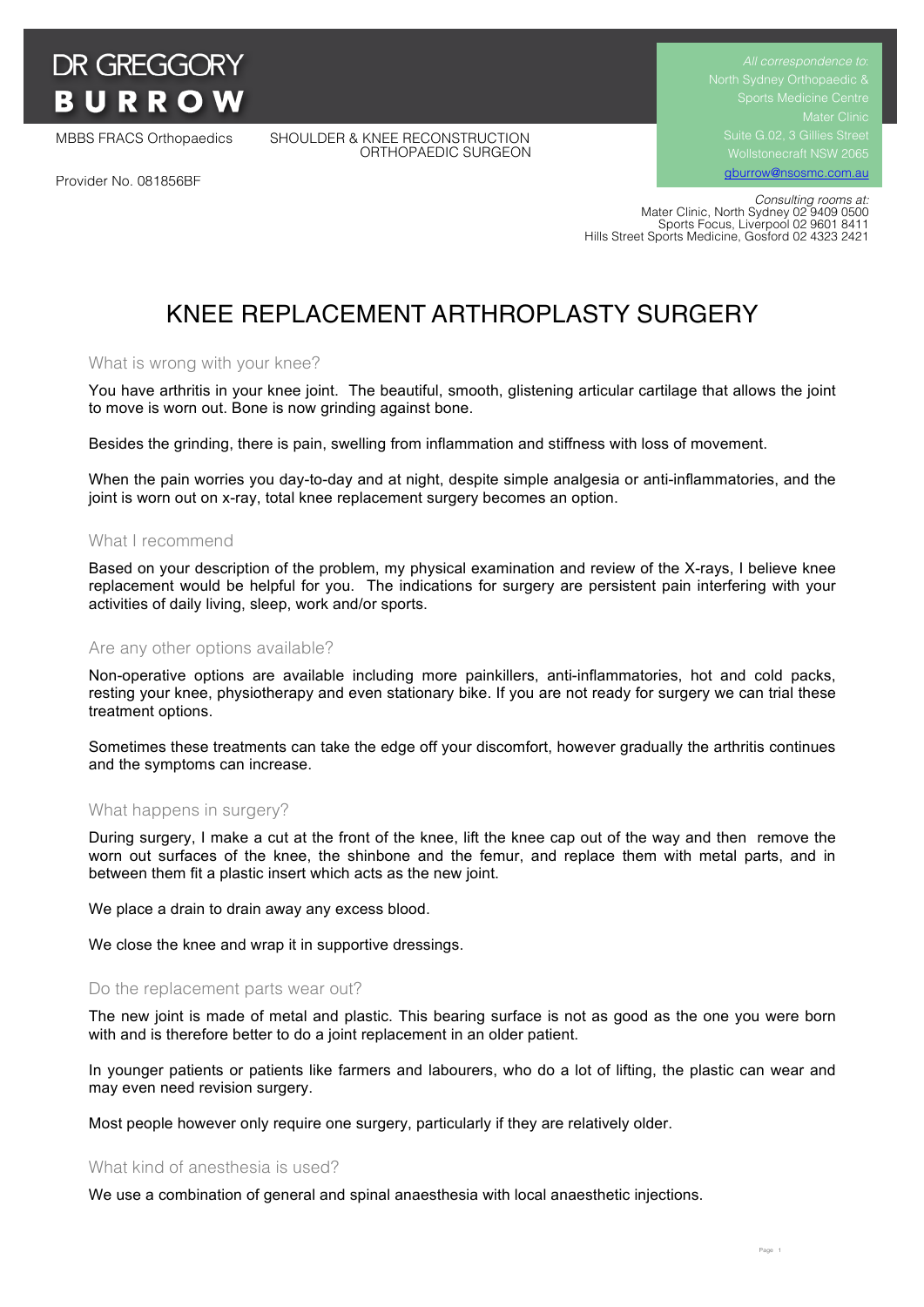# DR GREGGORY BURROW

MBBS FRACS Orthopaedics

SHOULDER & KNEE RECONSTRUCTION ORTHOPAEDIC SURGEON

Provider No. 081856BF

*All correspondence to:*
North Sydney Orthopaedic & Sports Medicine Centre
Mater Clinic
Suite G.02, 3 Gillies Street
Wollstonecraft NSW 2065
gburrow@nsosmc.com.au

*Consulting rooms at:*
Mater Clinic, North Sydney 02 9409 0500
Sports Focus, Liverpool 02 9601 8411
Hills Street Sports Medicine, Gosford 02 4323 2421

# KNEE REPLACEMENT ARTHROPLASTY SURGERY

## What is wrong with your knee?

You have arthritis in your knee joint. The beautiful, smooth, glistening articular cartilage that allows the joint to move is worn out. Bone is now grinding against bone.

Besides the grinding, there is pain, swelling from inflammation and stiffness with loss of movement.

When the pain worries you day-to-day and at night, despite simple analgesia or anti-inflammatories, and the joint is worn out on x-ray, total knee replacement surgery becomes an option.

## What I recommend

Based on your description of the problem, my physical examination and review of the X-rays, I believe knee replacement would be helpful for you. The indications for surgery are persistent pain interfering with your activities of daily living, sleep, work and/or sports.

## Are any other options available?

Non-operative options are available including more painkillers, anti-inflammatories, hot and cold packs, resting your knee, physiotherapy and even stationary bike. If you are not ready for surgery we can trial these treatment options.

Sometimes these treatments can take the edge off your discomfort, however gradually the arthritis continues and the symptoms can increase.

## What happens in surgery?

During surgery, I make a cut at the front of the knee, lift the knee cap out of the way and then remove the worn out surfaces of the knee, the shinbone and the femur, and replace them with metal parts, and in between them fit a plastic insert which acts as the new joint.

We place a drain to drain away any excess blood.

We close the knee and wrap it in supportive dressings.

## Do the replacement parts wear out?

The new joint is made of metal and plastic. This bearing surface is not as good as the one you were born with and is therefore better to do a joint replacement in an older patient.

In younger patients or patients like farmers and labourers, who do a lot of lifting, the plastic can wear and may even need revision surgery.

Most people however only require one surgery, particularly if they are relatively older.

## What kind of anesthesia is used?

We use a combination of general and spinal anaesthesia with local anaesthetic injections.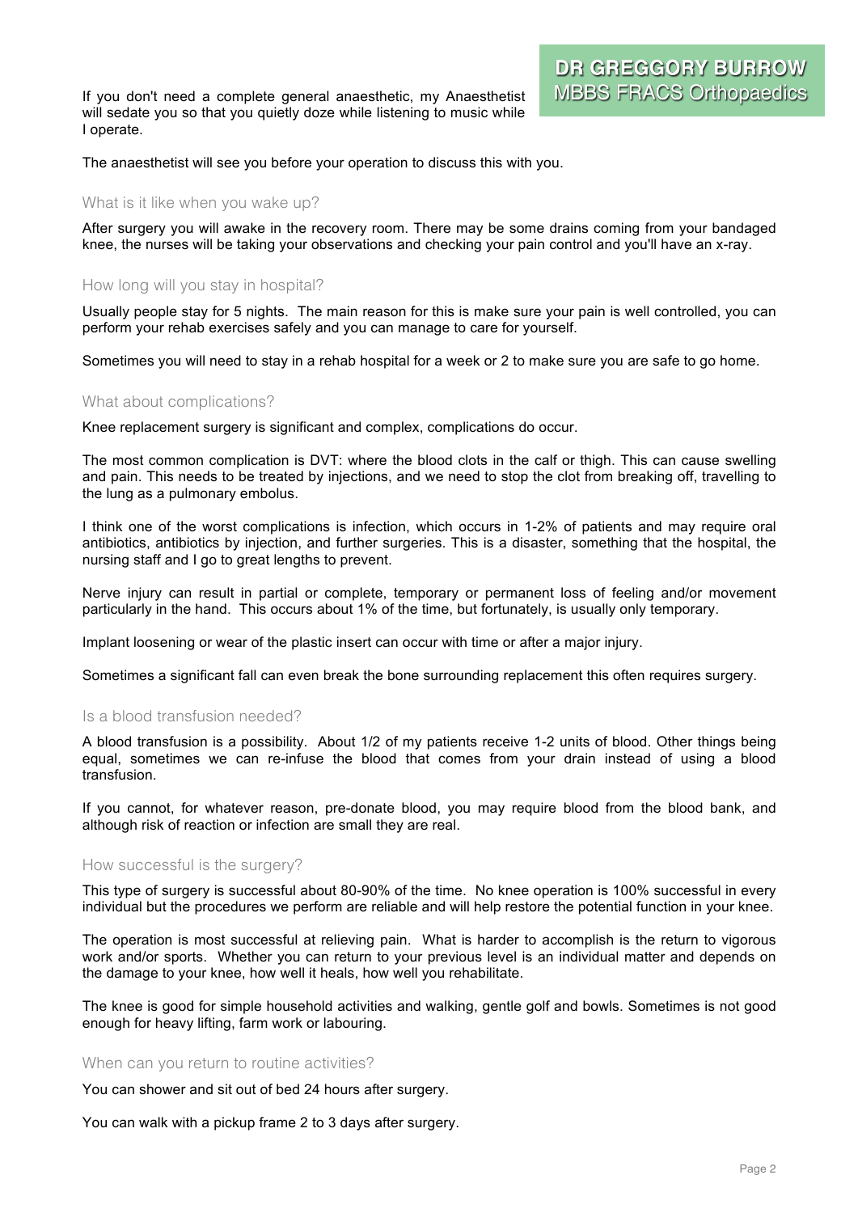If you don't need a complete general anaesthetic, my Anaesthetist will sedate you so that you quietly doze while listening to music while I operate.

The anaesthetist will see you before your operation to discuss this with you.

## What is it like when you wake up?

After surgery you will awake in the recovery room. There may be some drains coming from your bandaged knee, the nurses will be taking your observations and checking your pain control and you'll have an x-ray.

## How long will you stay in hospital?

Usually people stay for 5 nights. The main reason for this is make sure your pain is well controlled, you can perform your rehab exercises safely and you can manage to care for yourself.

Sometimes you will need to stay in a rehab hospital for a week or 2 to make sure you are safe to go home.

## What about complications?

Knee replacement surgery is significant and complex, complications do occur.

The most common complication is DVT: where the blood clots in the calf or thigh. This can cause swelling and pain. This needs to be treated by injections, and we need to stop the clot from breaking off, travelling to the lung as a pulmonary embolus.

I think one of the worst complications is infection, which occurs in 1-2% of patients and may require oral antibiotics, antibiotics by injection, and further surgeries. This is a disaster, something that the hospital, the nursing staff and I go to great lengths to prevent.

Nerve injury can result in partial or complete, temporary or permanent loss of feeling and/or movement particularly in the hand. This occurs about 1% of the time, but fortunately, is usually only temporary.

Implant loosening or wear of the plastic insert can occur with time or after a major injury.

Sometimes a significant fall can even break the bone surrounding replacement this often requires surgery.

## Is a blood transfusion needed?

A blood transfusion is a possibility. About 1/2 of my patients receive 1-2 units of blood. Other things being equal, sometimes we can re-infuse the blood that comes from your drain instead of using a blood transfusion.

If you cannot, for whatever reason, pre-donate blood, you may require blood from the blood bank, and although risk of reaction or infection are small they are real.

## How successful is the surgery?

This type of surgery is successful about 80-90% of the time. No knee operation is 100% successful in every individual but the procedures we perform are reliable and will help restore the potential function in your knee.

The operation is most successful at relieving pain. What is harder to accomplish is the return to vigorous work and/or sports. Whether you can return to your previous level is an individual matter and depends on the damage to your knee, how well it heals, how well you rehabilitate.

The knee is good for simple household activities and walking, gentle golf and bowls. Sometimes is not good enough for heavy lifting, farm work or labouring.

## When can you return to routine activities?

You can shower and sit out of bed 24 hours after surgery.

You can walk with a pickup frame 2 to 3 days after surgery.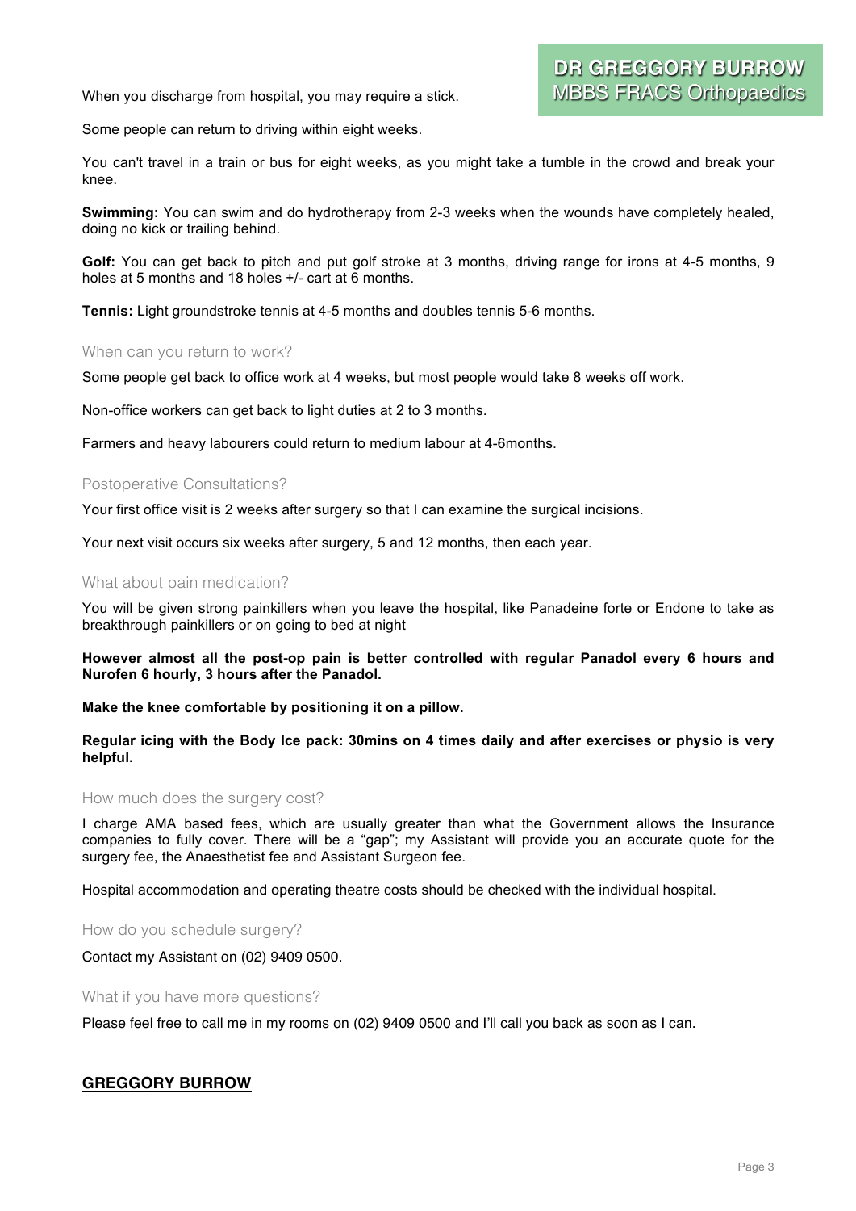When you discharge from hospital, you may require a stick.

Some people can return to driving within eight weeks.

You can't travel in a train or bus for eight weeks, as you might take a tumble in the crowd and break your knee.

**Swimming:** You can swim and do hydrotherapy from 2-3 weeks when the wounds have completely healed, doing no kick or trailing behind.

**Golf:** You can get back to pitch and put golf stroke at 3 months, driving range for irons at 4-5 months, 9 holes at 5 months and 18 holes +/- cart at 6 months.

**Tennis:** Light groundstroke tennis at 4-5 months and doubles tennis 5-6 months.

## When can you return to work?

Some people get back to office work at 4 weeks, but most people would take 8 weeks off work.

Non-office workers can get back to light duties at 2 to 3 months.

Farmers and heavy labourers could return to medium labour at 4-6months.

## Postoperative Consultations?

Your first office visit is 2 weeks after surgery so that I can examine the surgical incisions.

Your next visit occurs six weeks after surgery, 5 and 12 months, then each year.

## What about pain medication?

You will be given strong painkillers when you leave the hospital, like Panadeine forte or Endone to take as breakthrough painkillers or on going to bed at night

**However almost all the post-op pain is better controlled with regular Panadol every 6 hours and Nurofen 6 hourly, 3 hours after the Panadol.**

**Make the knee comfortable by positioning it on a pillow.**

**Regular icing with the Body Ice pack: 30mins on 4 times daily and after exercises or physio is very helpful.**

## How much does the surgery cost?

I charge AMA based fees, which are usually greater than what the Government allows the Insurance companies to fully cover. There will be a "gap"; my Assistant will provide you an accurate quote for the surgery fee, the Anaesthetist fee and Assistant Surgeon fee.

Hospital accommodation and operating theatre costs should be checked with the individual hospital.

## How do you schedule surgery?

Contact my Assistant on (02) 9409 0500.

## What if you have more questions?

Please feel free to call me in my rooms on (02) 9409 0500 and I'll call you back as soon as I can.

**GREGGORY BURROW**